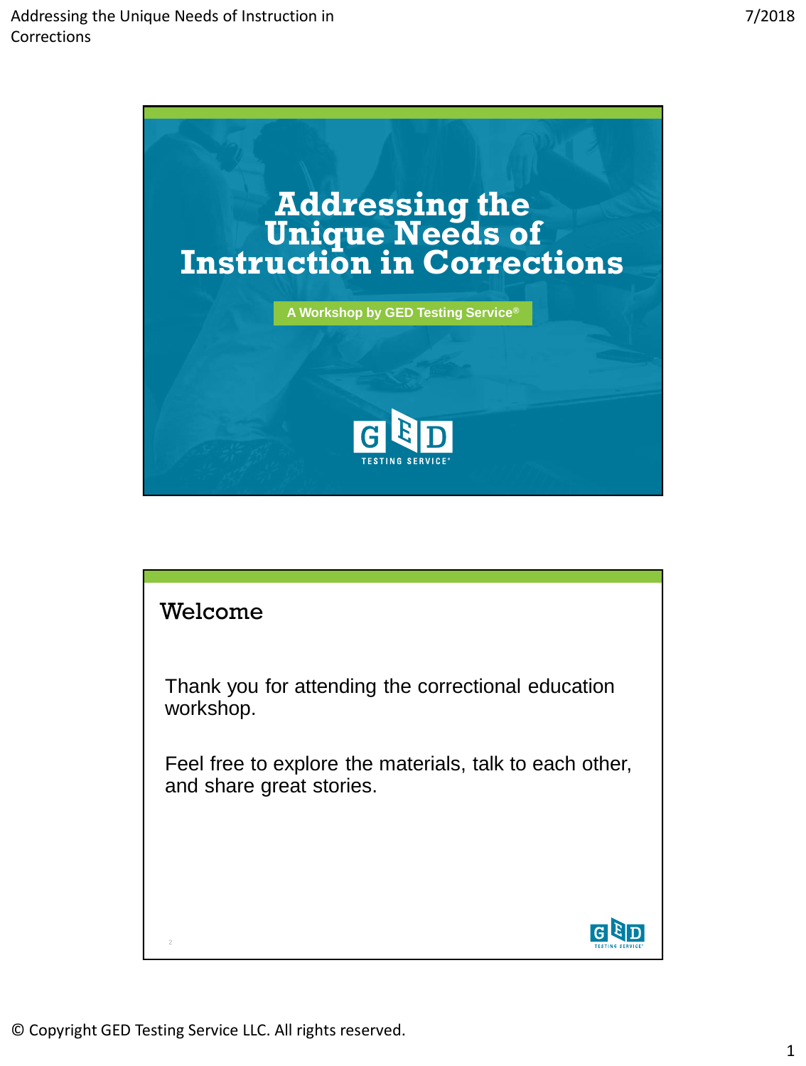# Addressing the Unique Needs of Instruction in Corrections

A Workshop by GED Testing Service®

GED TESTING SERVICE®

## Welcome

Thank you for attending the correctional education workshop.

Feel free to explore the materials, talk to each other, and share great stories.

© Copyright GED Testing Service LLC. All rights reserved.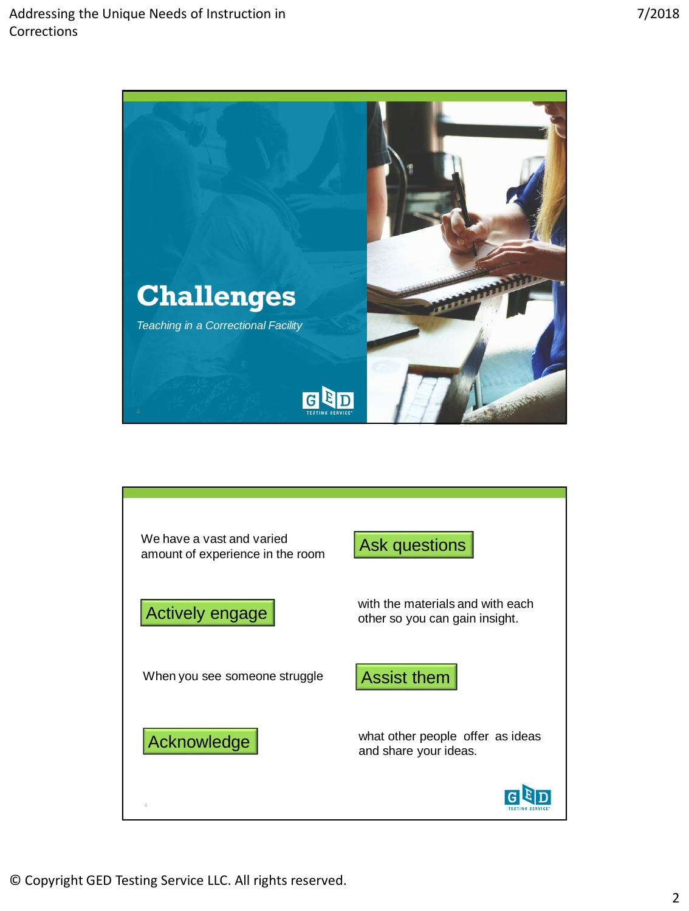# Challenges

*Teaching in a Correctional Facility*

---

We have a vast and varied amount of experience in the room

**Ask questions**

**Actively engage**

with the materials and with each other so you can gain insight.

When you see someone struggle

**Assist them**

**Acknowledge**

what other people offer as ideas and share your ideas.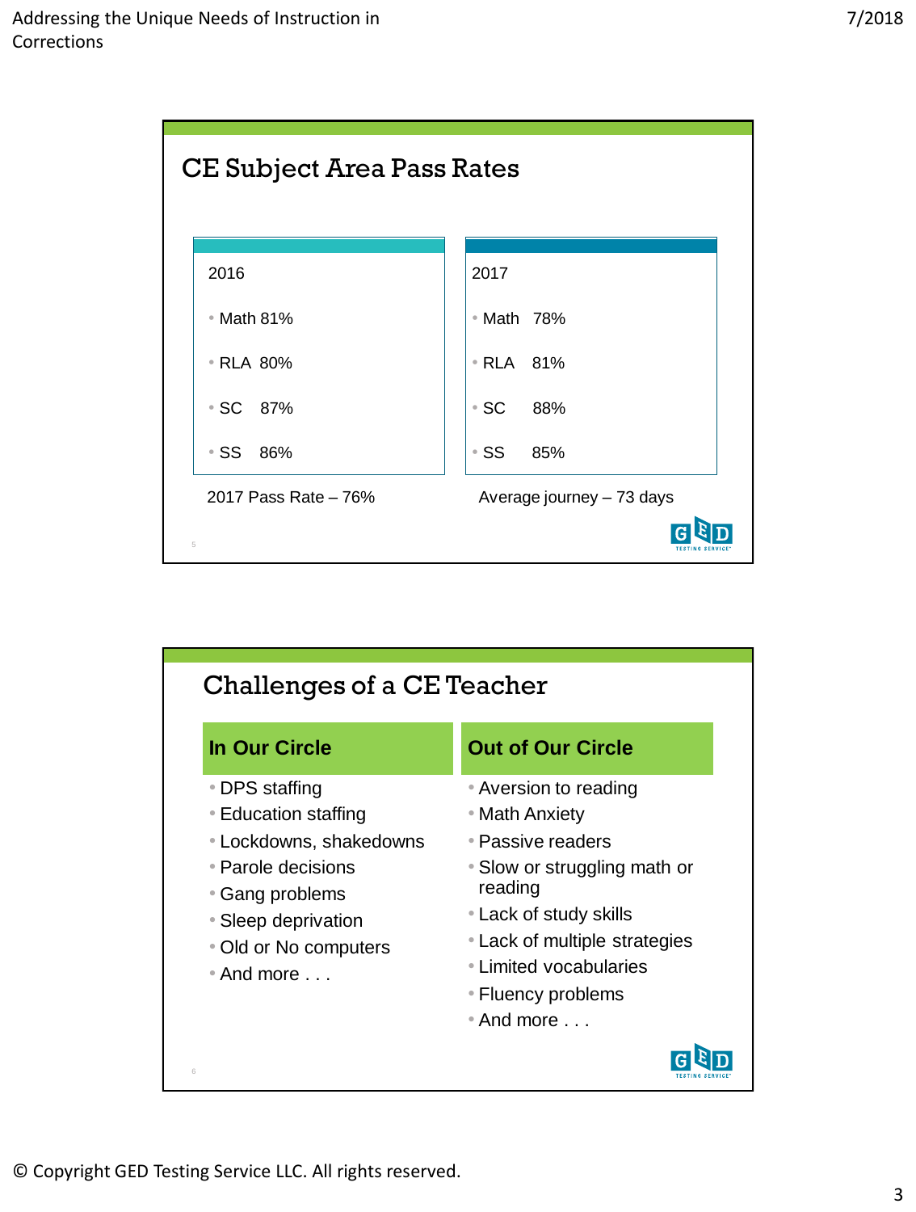## CE Subject Area Pass Rates

**2016**

- Math 81%
- RLA 80%
- SC 87%
- SS 86%

**2017**

- Math 78%
- RLA 81%
- SC 88%
- SS 85%

2017 Pass Rate – 76%

Average journey – 73 days

## Challenges of a CE Teacher

**In Our Circle**

- DPS staffing
- Education staffing
- Lockdowns, shakedowns
- Parole decisions
- Gang problems
- Sleep deprivation
- Old or No computers
- And more . . .

**Out of Our Circle**

- Aversion to reading
- Math Anxiety
- Passive readers
- Slow or struggling math or reading
- Lack of study skills
- Lack of multiple strategies
- Limited vocabularies
- Fluency problems
- And more . . .

© Copyright GED Testing Service LLC. All rights reserved.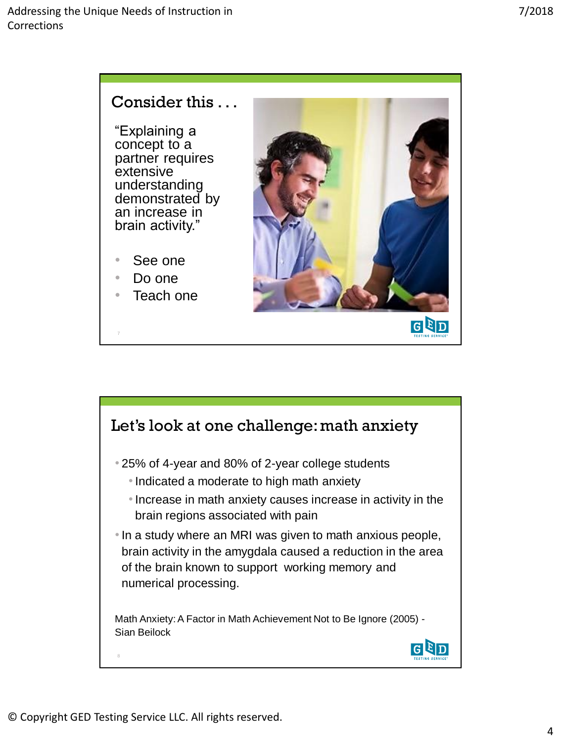## Consider this . . .

"Explaining a concept to a partner requires extensive understanding demonstrated by an increase in brain activity."

- See one
- Do one
- Teach one

## Let's look at one challenge: math anxiety

- 25% of 4-year and 80% of 2-year college students
  - Indicated a moderate to high math anxiety
  - Increase in math anxiety causes increase in activity in the brain regions associated with pain
- In a study where an MRI was given to math anxious people, brain activity in the amygdala caused a reduction in the area of the brain known to support working memory and numerical processing.

Math Anxiety: A Factor in Math Achievement Not to Be Ignore (2005) - Sian Beilock

© Copyright GED Testing Service LLC. All rights reserved.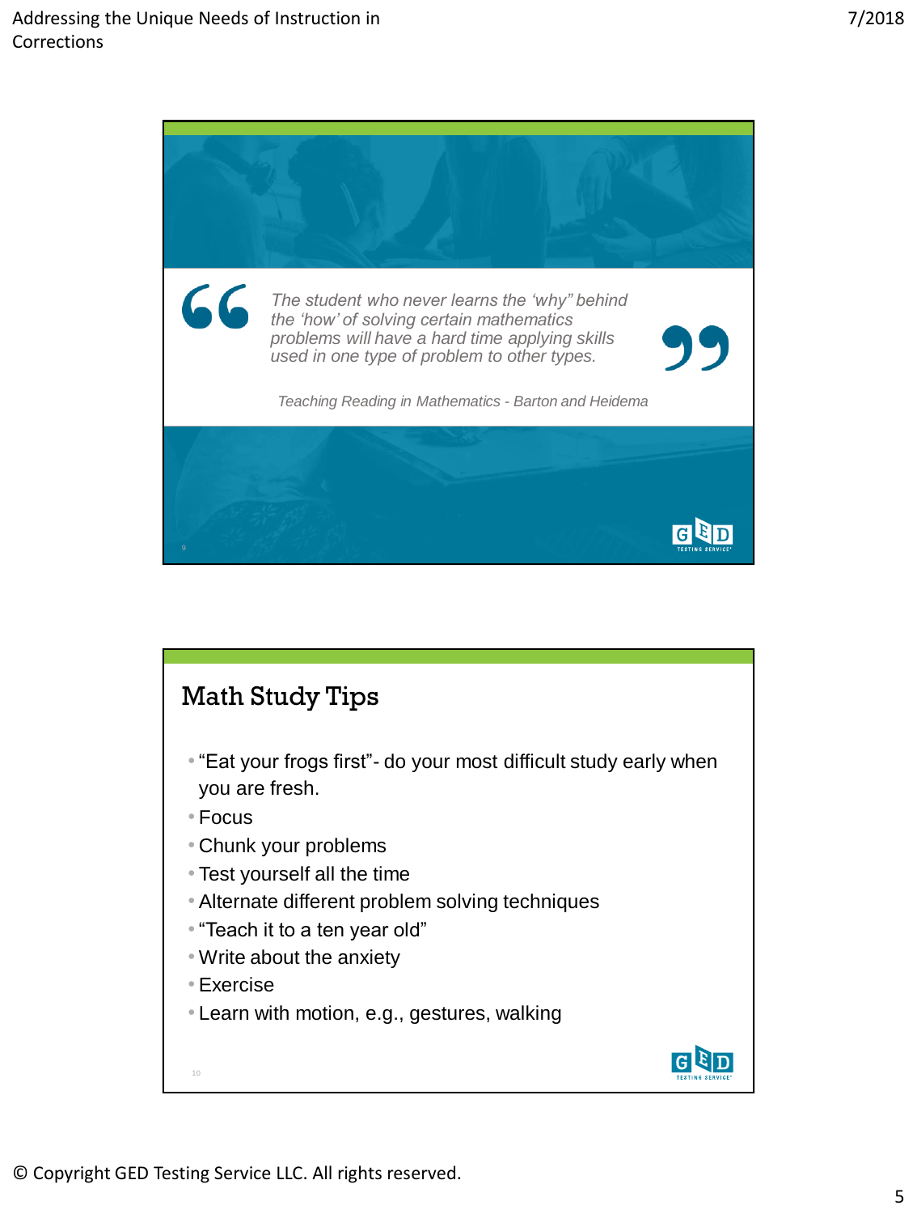> *The student who never learns the 'why" behind the 'how' of solving certain mathematics problems will have a hard time applying skills used in one type of problem to other types.*
>
> *Teaching Reading in Mathematics - Barton and Heidema*

## Math Study Tips

- "Eat your frogs first"- do your most difficult study early when you are fresh.
- Focus
- Chunk your problems
- Test yourself all the time
- Alternate different problem solving techniques
- "Teach it to a ten year old"
- Write about the anxiety
- Exercise
- Learn with motion, e.g., gestures, walking

© Copyright GED Testing Service LLC. All rights reserved.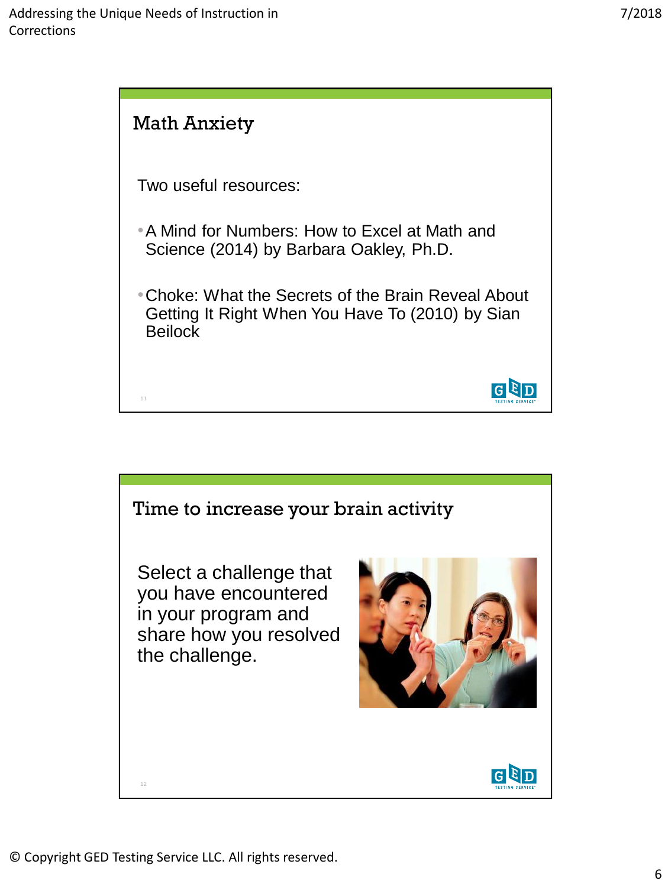## Math Anxiety

Two useful resources:

- A Mind for Numbers: How to Excel at Math and Science (2014) by Barbara Oakley, Ph.D.
- Choke: What the Secrets of the Brain Reveal About Getting It Right When You Have To (2010) by Sian Beilock

## Time to increase your brain activity

Select a challenge that you have encountered in your program and share how you resolved the challenge.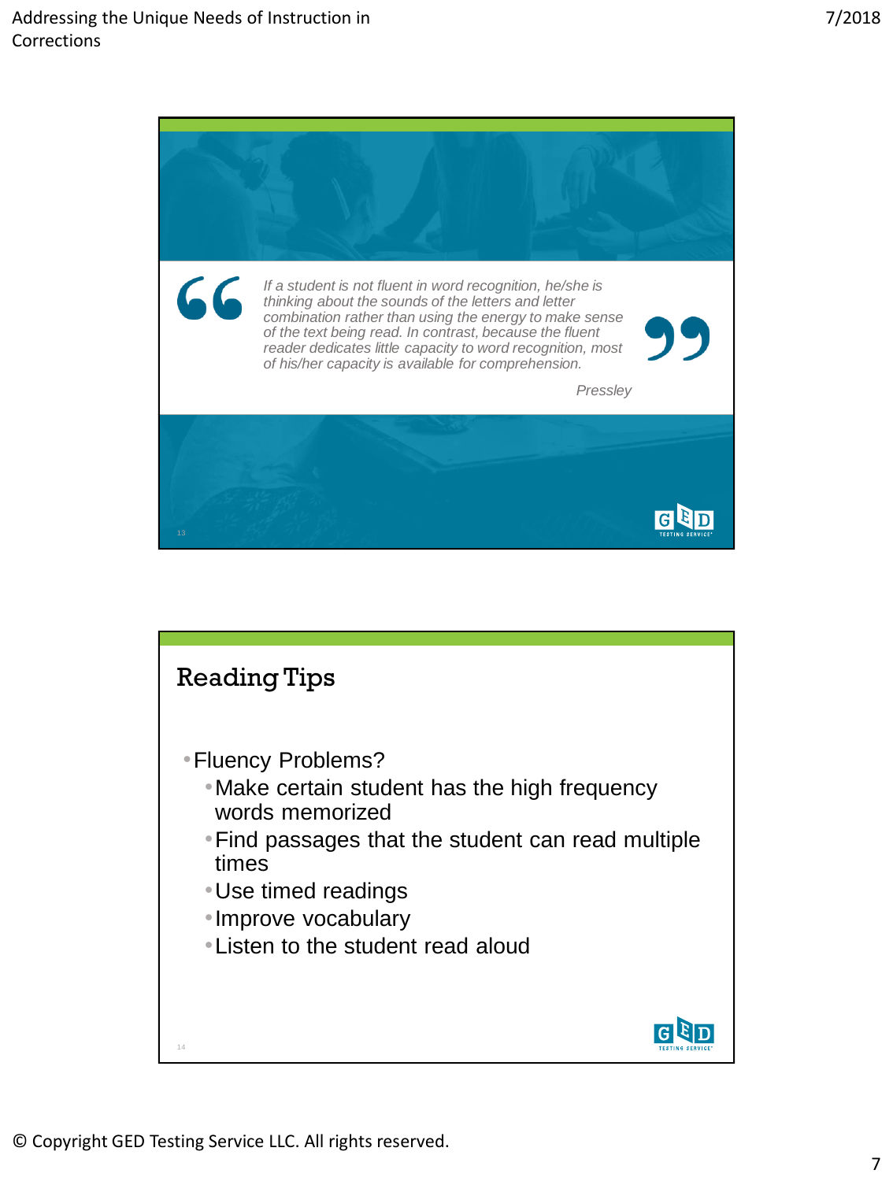> *If a student is not fluent in word recognition, he/she is thinking about the sounds of the letters and letter combination rather than using the energy to make sense of the text being read. In contrast, because the fluent reader dedicates little capacity to word recognition, most of his/her capacity is available for comprehension.*
>
> *Pressley*

## Reading Tips

- Fluency Problems?
  - Make certain student has the high frequency words memorized
  - Find passages that the student can read multiple times
  - Use timed readings
  - Improve vocabulary
  - Listen to the student read aloud

© Copyright GED Testing Service LLC. All rights reserved.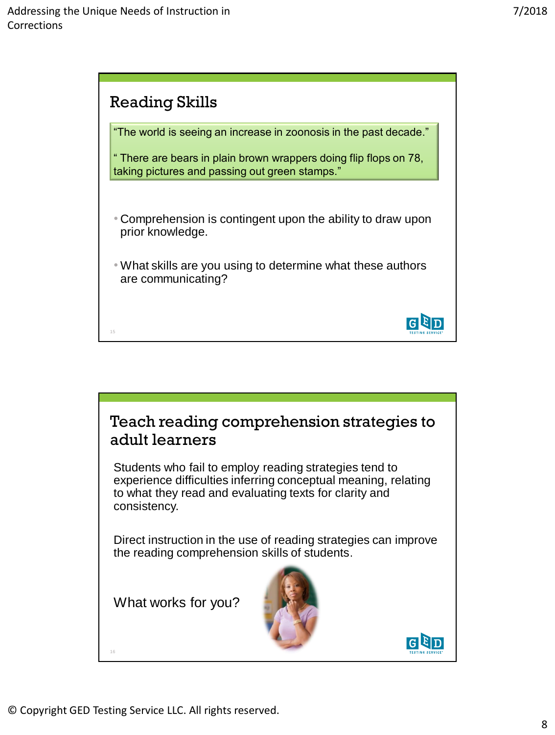## Reading Skills

> "The world is seeing an increase in zoonosis in the past decade."
>
> " There are bears in plain brown wrappers doing flip flops on 78, taking pictures and passing out green stamps."

- Comprehension is contingent upon the ability to draw upon prior knowledge.
- What skills are you using to determine what these authors are communicating?

## Teach reading comprehension strategies to adult learners

Students who fail to employ reading strategies tend to experience difficulties inferring conceptual meaning, relating to what they read and evaluating texts for clarity and consistency.

Direct instruction in the use of reading strategies can improve the reading comprehension skills of students.

What works for you?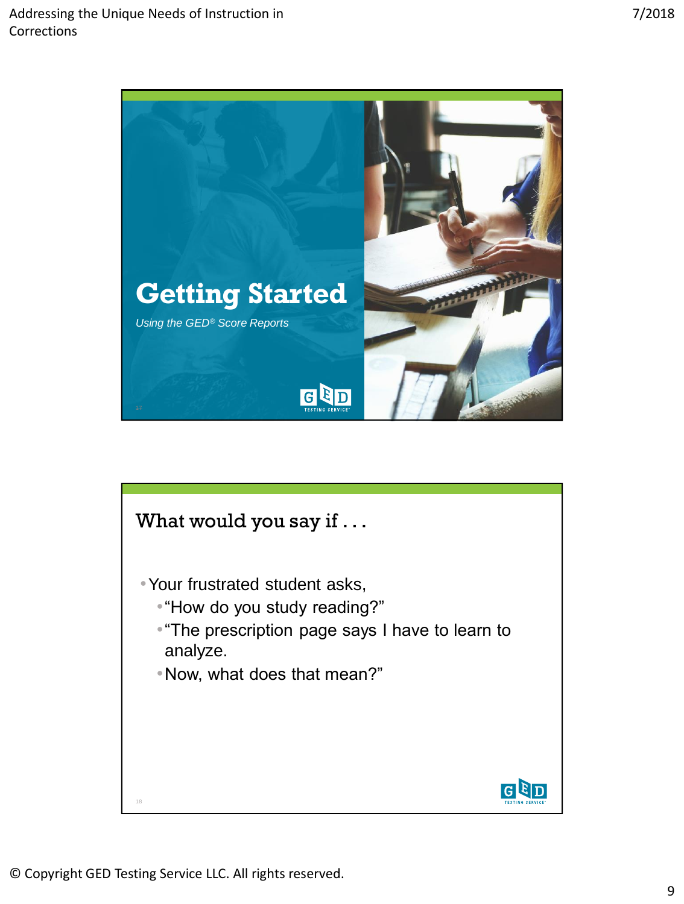# Getting Started

*Using the GED® Score Reports*

## What would you say if . . .

- Your frustrated student asks,
  - "How do you study reading?"
  - "The prescription page says I have to learn to analyze.
  - Now, what does that mean?"

© Copyright GED Testing Service LLC. All rights reserved.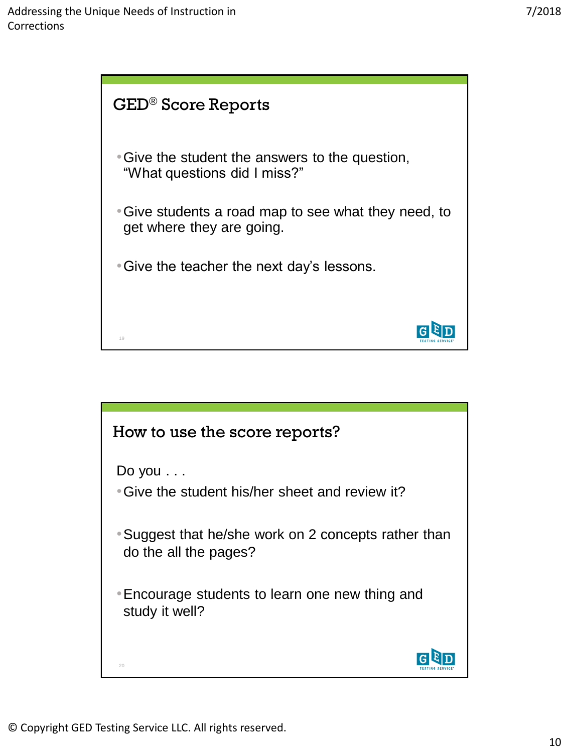## GED® Score Reports

- Give the student the answers to the question, "What questions did I miss?"
- Give students a road map to see what they need, to get where they are going.
- Give the teacher the next day's lessons.

## How to use the score reports?

Do you . . .

- Give the student his/her sheet and review it?
- Suggest that he/she work on 2 concepts rather than do the all the pages?
- Encourage students to learn one new thing and study it well?

© Copyright GED Testing Service LLC. All rights reserved.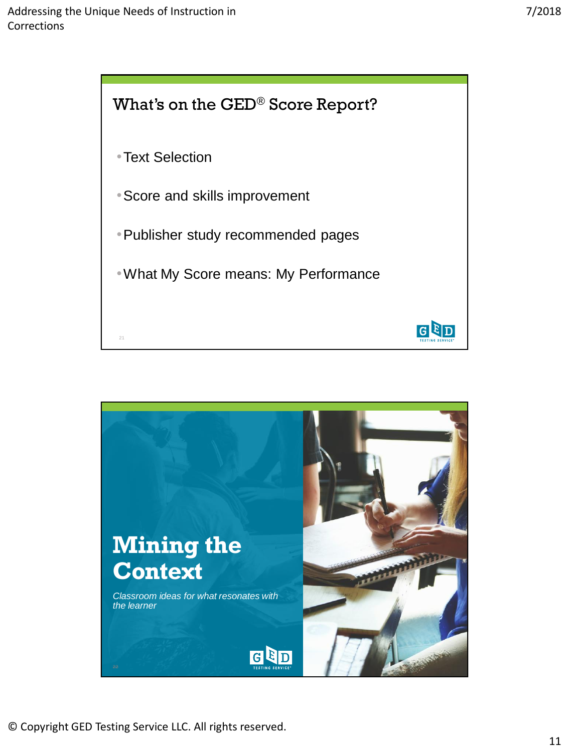## What's on the GED® Score Report?

- Text Selection
- Score and skills improvement
- Publisher study recommended pages
- What My Score means: My Performance

## Mining the Context

*Classroom ideas for what resonates with the learner*

© Copyright GED Testing Service LLC. All rights reserved.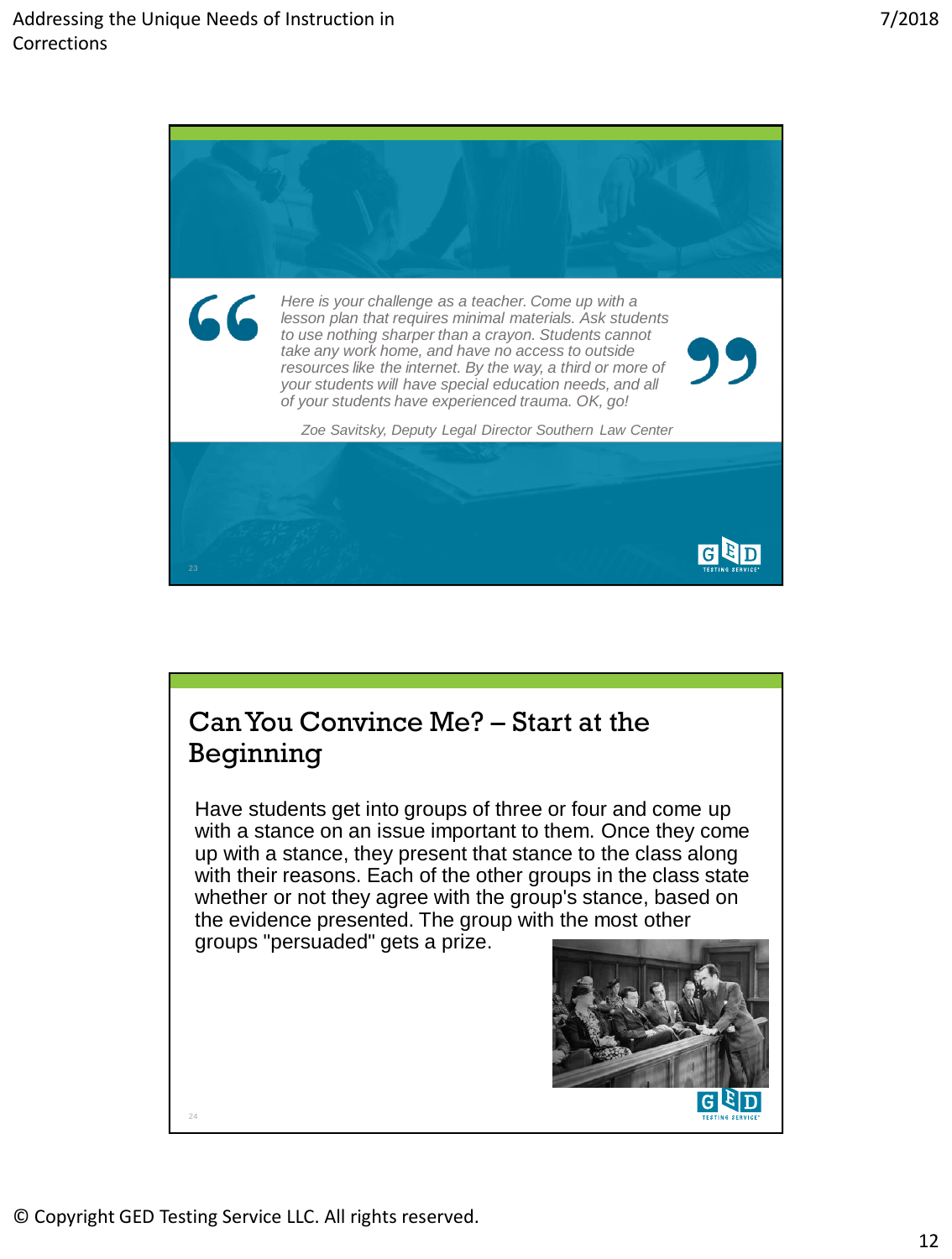> *Here is your challenge as a teacher. Come up with a lesson plan that requires minimal materials. Ask students to use nothing sharper than a crayon. Students cannot take any work home, and have no access to outside resources like the internet. By the way, a third or more of your students will have special education needs, and all of your students have experienced trauma. OK, go!*
>
> *Zoe Savitsky, Deputy Legal Director Southern Law Center*

## Can You Convince Me? – Start at the Beginning

Have students get into groups of three or four and come up with a stance on an issue important to them. Once they come up with a stance, they present that stance to the class along with their reasons. Each of the other groups in the class state whether or not they agree with the group's stance, based on the evidence presented. The group with the most other groups "persuaded" gets a prize.

© Copyright GED Testing Service LLC. All rights reserved.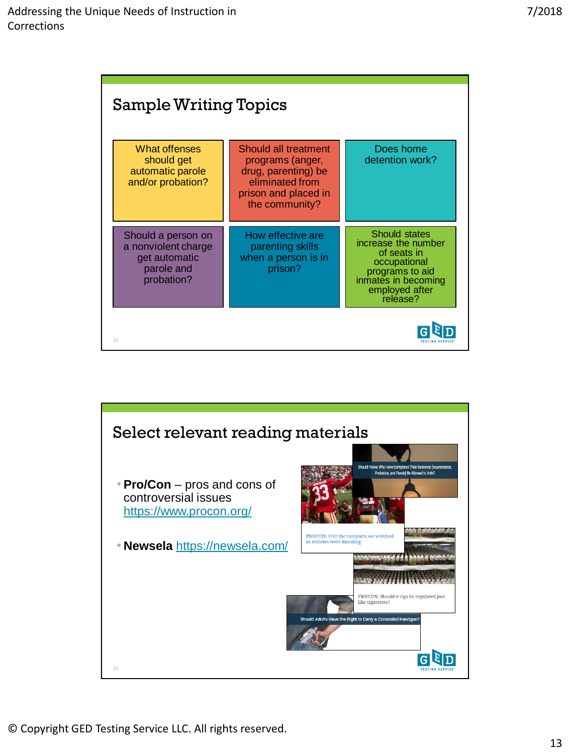## Sample Writing Topics

| | | |
|---|---|---|
| What offenses should get automatic parole and/or probation? | Should all treatment programs (anger, drug, parenting) be eliminated from prison and placed in the community? | Does home detention work? |
| Should a person on a nonviolent charge get automatic parole and probation? | How effective are parenting skills when a person is in prison? | Should states increase the number of seats in occupational programs to aid inmates in becoming employed after release? |

## Select relevant reading materials

- **Pro/Con** – pros and cons of controversial issues https://www.procon.org/
- **Newsela** https://newsela.com/

Should Felons Who Have Completed Their Sentence (Incarceration, Probation, and Parole) Be Allowed to Vote?

PRO/CON: O'er the ramparts we watched as athletes were kneeling

PRO/CON: Should e-cigs be regulated just like cigarettes?

Should Adults Have the Right to Carry a Concealed Handgun?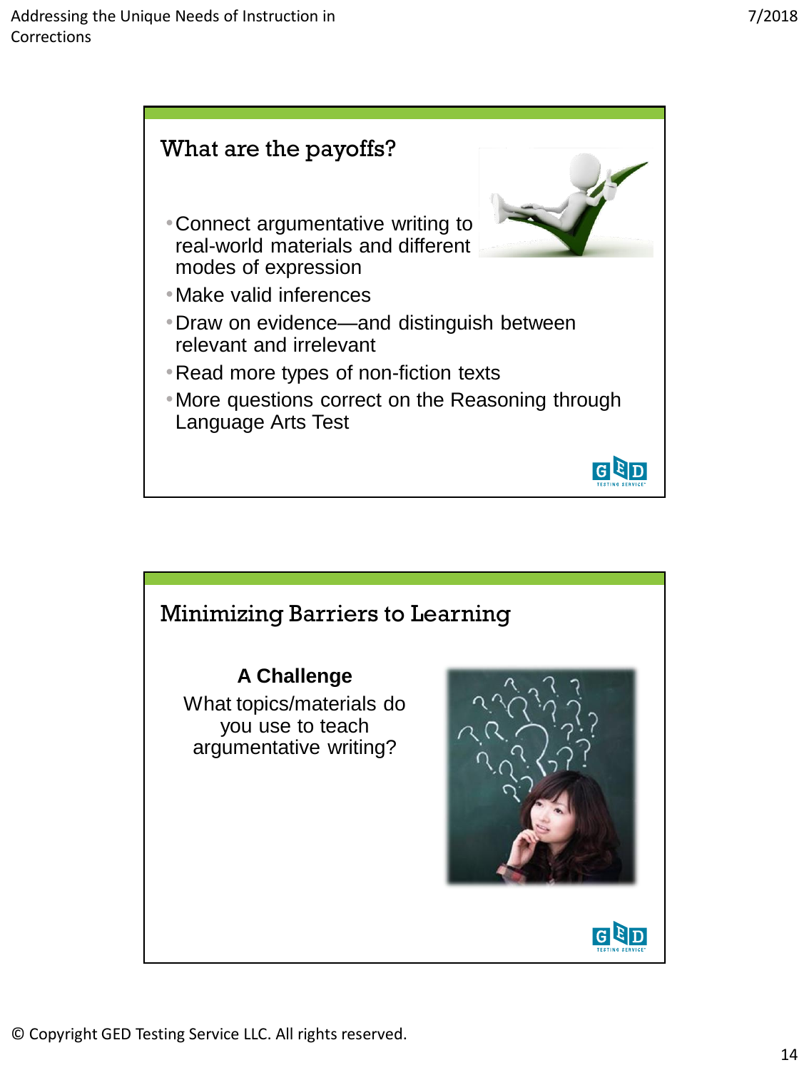## What are the payoffs?

- Connect argumentative writing to real-world materials and different modes of expression
- Make valid inferences
- Draw on evidence—and distinguish between relevant and irrelevant
- Read more types of non-fiction texts
- More questions correct on the Reasoning through Language Arts Test

## Minimizing Barriers to Learning

**A Challenge**

What topics/materials do you use to teach argumentative writing?

© Copyright GED Testing Service LLC. All rights reserved.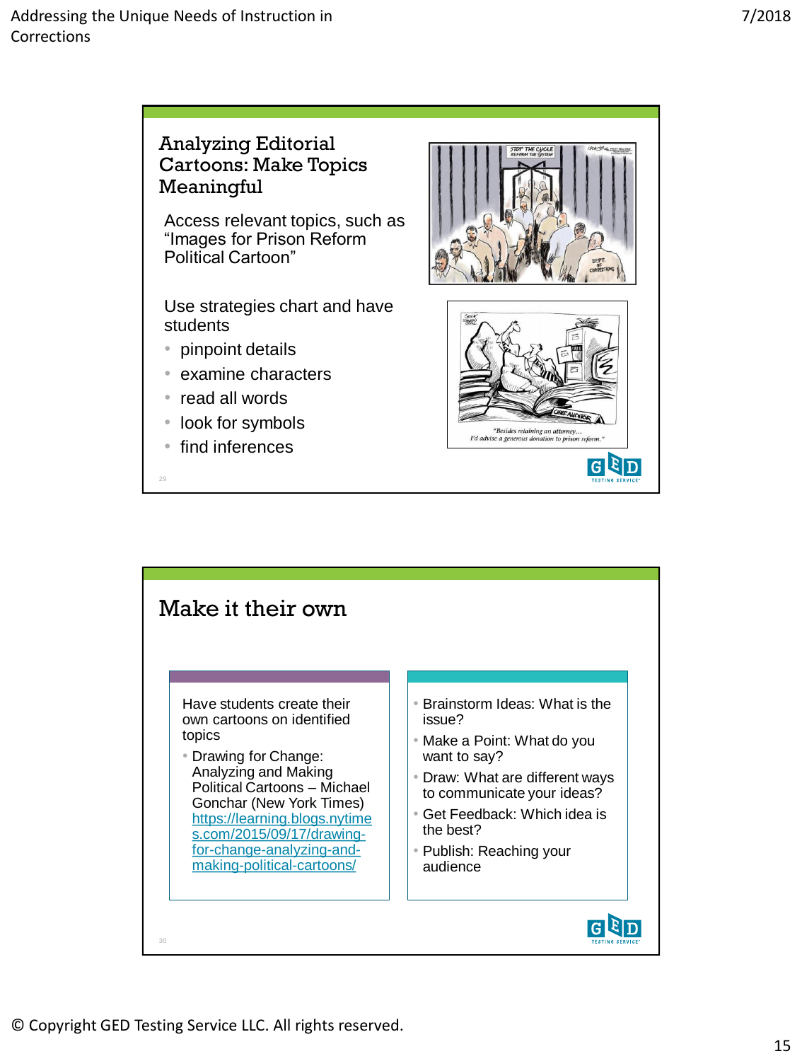## Analyzing Editorial Cartoons: Make Topics Meaningful

Access relevant topics, such as "Images for Prison Reform Political Cartoon"

Use strategies chart and have students

- pinpoint details
- examine characters
- read all words
- look for symbols
- find inferences

## Make it their own

Have students create their own cartoons on identified topics

- Drawing for Change: Analyzing and Making Political Cartoons – Michael Gonchar (New York Times) https://learning.blogs.nytimes.com/2015/09/17/drawing-for-change-analyzing-and-making-political-cartoons/

- Brainstorm Ideas: What is the issue?
- Make a Point: What do you want to say?
- Draw: What are different ways to communicate your ideas?
- Get Feedback: Which idea is the best?
- Publish: Reaching your audience

© Copyright GED Testing Service LLC. All rights reserved.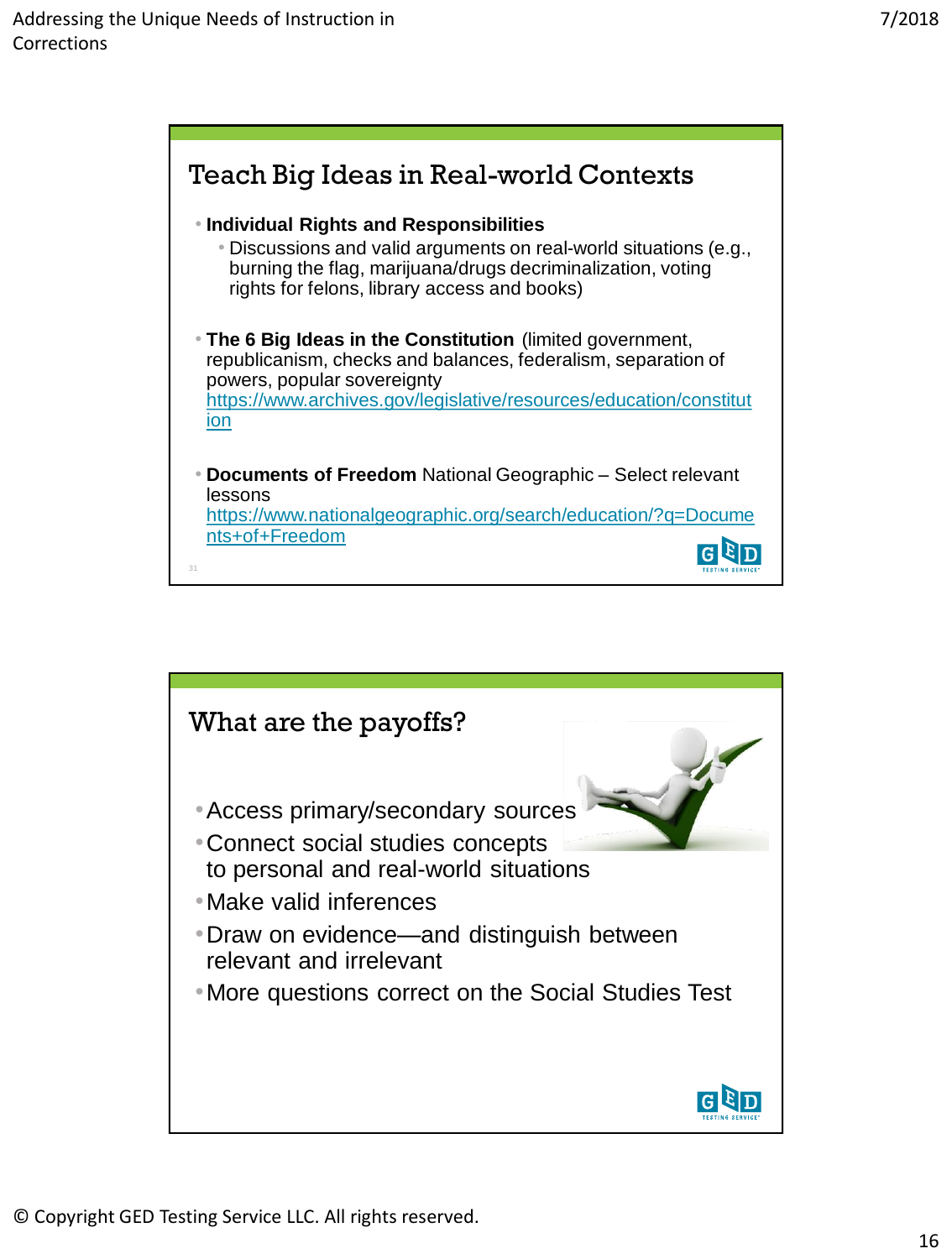## Teach Big Ideas in Real-world Contexts

- **Individual Rights and Responsibilities**
  - Discussions and valid arguments on real-world situations (e.g., burning the flag, marijuana/drugs decriminalization, voting rights for felons, library access and books)
- **The 6 Big Ideas in the Constitution** (limited government, republicanism, checks and balances, federalism, separation of powers, popular sovereignty
  https://www.archives.gov/legislative/resources/education/constitution
- **Documents of Freedom** National Geographic – Select relevant lessons
  https://www.nationalgeographic.org/search/education/?q=Documents+of+Freedom

## What are the payoffs?

- Access primary/secondary sources
- Connect social studies concepts to personal and real-world situations
- Make valid inferences
- Draw on evidence—and distinguish between relevant and irrelevant
- More questions correct on the Social Studies Test

© Copyright GED Testing Service LLC. All rights reserved.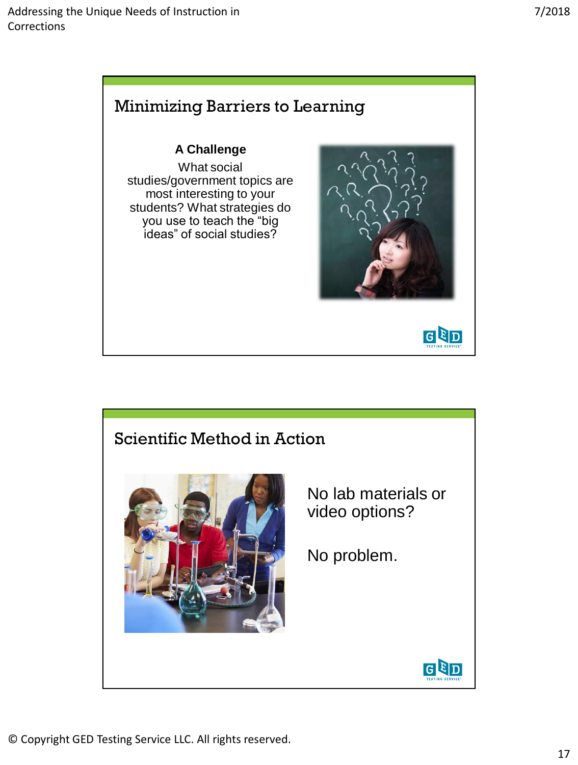## Minimizing Barriers to Learning

**A Challenge**

What social studies/government topics are most interesting to your students? What strategies do you use to teach the "big ideas" of social studies?

## Scientific Method in Action

No lab materials or video options?

No problem.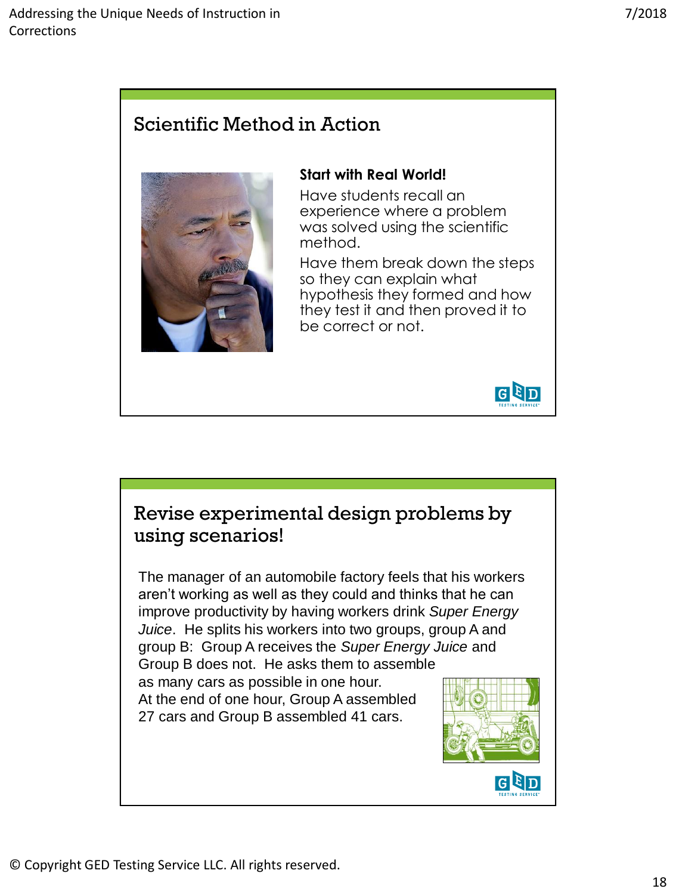## Scientific Method in Action

**Start with Real World!**

Have students recall an experience where a problem was solved using the scientific method.

Have them break down the steps so they can explain what hypothesis they formed and how they test it and then proved it to be correct or not.

## Revise experimental design problems by using scenarios!

The manager of an automobile factory feels that his workers aren't working as well as they could and thinks that he can improve productivity by having workers drink *Super Energy Juice*. He splits his workers into two groups, group A and group B: Group A receives the *Super Energy Juice* and Group B does not. He asks them to assemble as many cars as possible in one hour. At the end of one hour, Group A assembled 27 cars and Group B assembled 41 cars.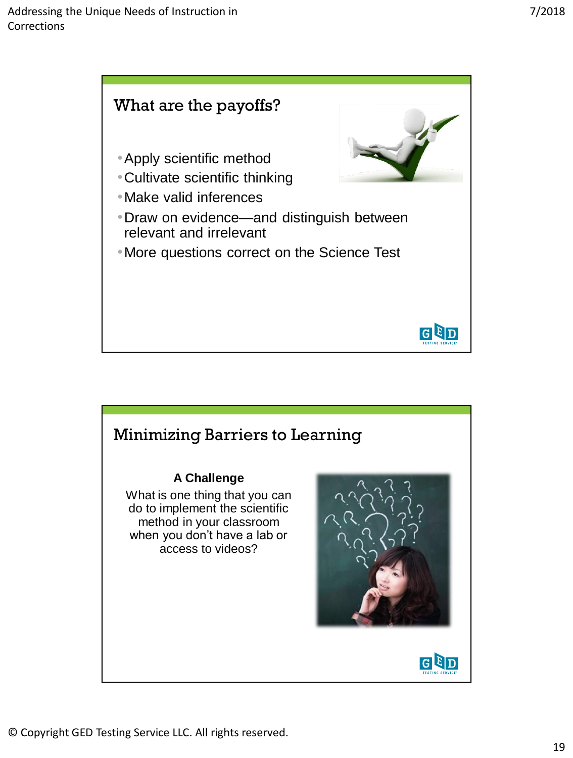## What are the payoffs?

- Apply scientific method
- Cultivate scientific thinking
- Make valid inferences
- Draw on evidence—and distinguish between relevant and irrelevant
- More questions correct on the Science Test

## Minimizing Barriers to Learning

**A Challenge**

What is one thing that you can do to implement the scientific method in your classroom when you don't have a lab or access to videos?

© Copyright GED Testing Service LLC. All rights reserved.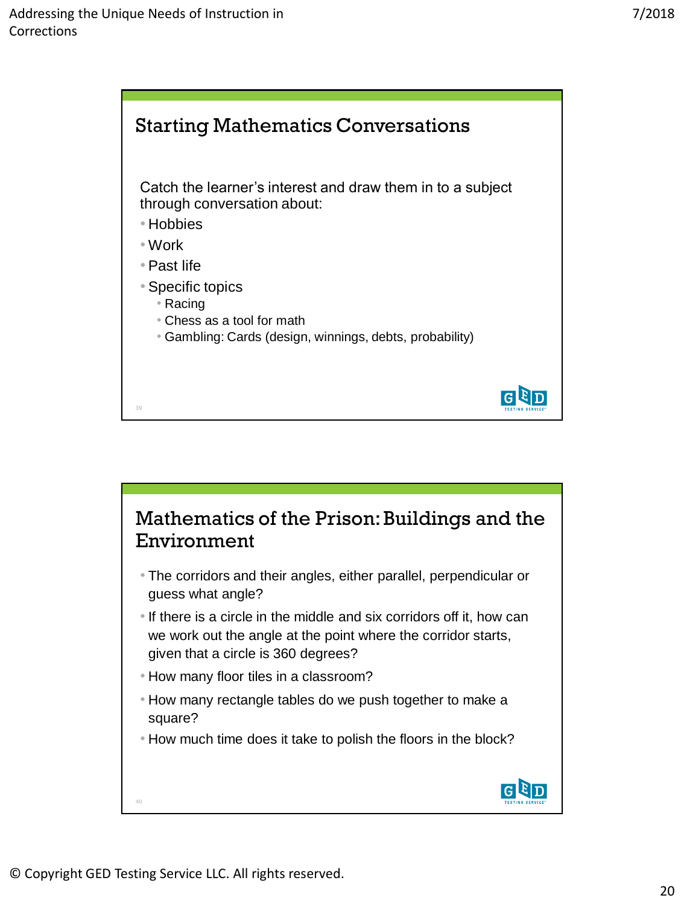## Starting Mathematics Conversations

Catch the learner's interest and draw them in to a subject through conversation about:

- Hobbies
- Work
- Past life
- Specific topics
  - Racing
  - Chess as a tool for math
  - Gambling: Cards (design, winnings, debts, probability)

## Mathematics of the Prison: Buildings and the Environment

- The corridors and their angles, either parallel, perpendicular or guess what angle?
- If there is a circle in the middle and six corridors off it, how can we work out the angle at the point where the corridor starts, given that a circle is 360 degrees?
- How many floor tiles in a classroom?
- How many rectangle tables do we push together to make a square?
- How much time does it take to polish the floors in the block?

© Copyright GED Testing Service LLC. All rights reserved.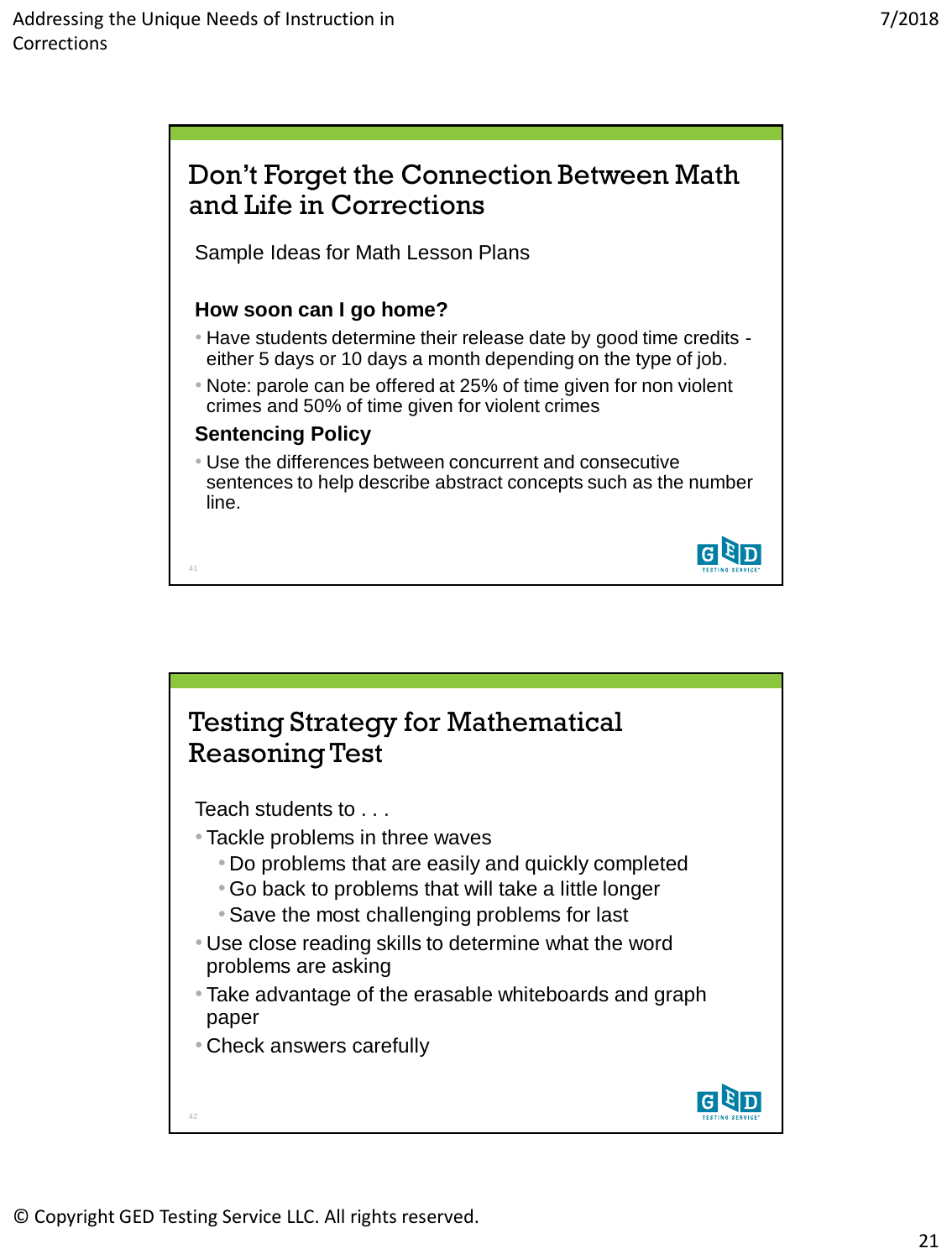## Don't Forget the Connection Between Math and Life in Corrections

Sample Ideas for Math Lesson Plans

**How soon can I go home?**

- Have students determine their release date by good time credits - either 5 days or 10 days a month depending on the type of job.
- Note: parole can be offered at 25% of time given for non violent crimes and 50% of time given for violent crimes

**Sentencing Policy**

- Use the differences between concurrent and consecutive sentences to help describe abstract concepts such as the number line.

## Testing Strategy for Mathematical Reasoning Test

Teach students to . . .

- Tackle problems in three waves
  - Do problems that are easily and quickly completed
  - Go back to problems that will take a little longer
  - Save the most challenging problems for last
- Use close reading skills to determine what the word problems are asking
- Take advantage of the erasable whiteboards and graph paper
- Check answers carefully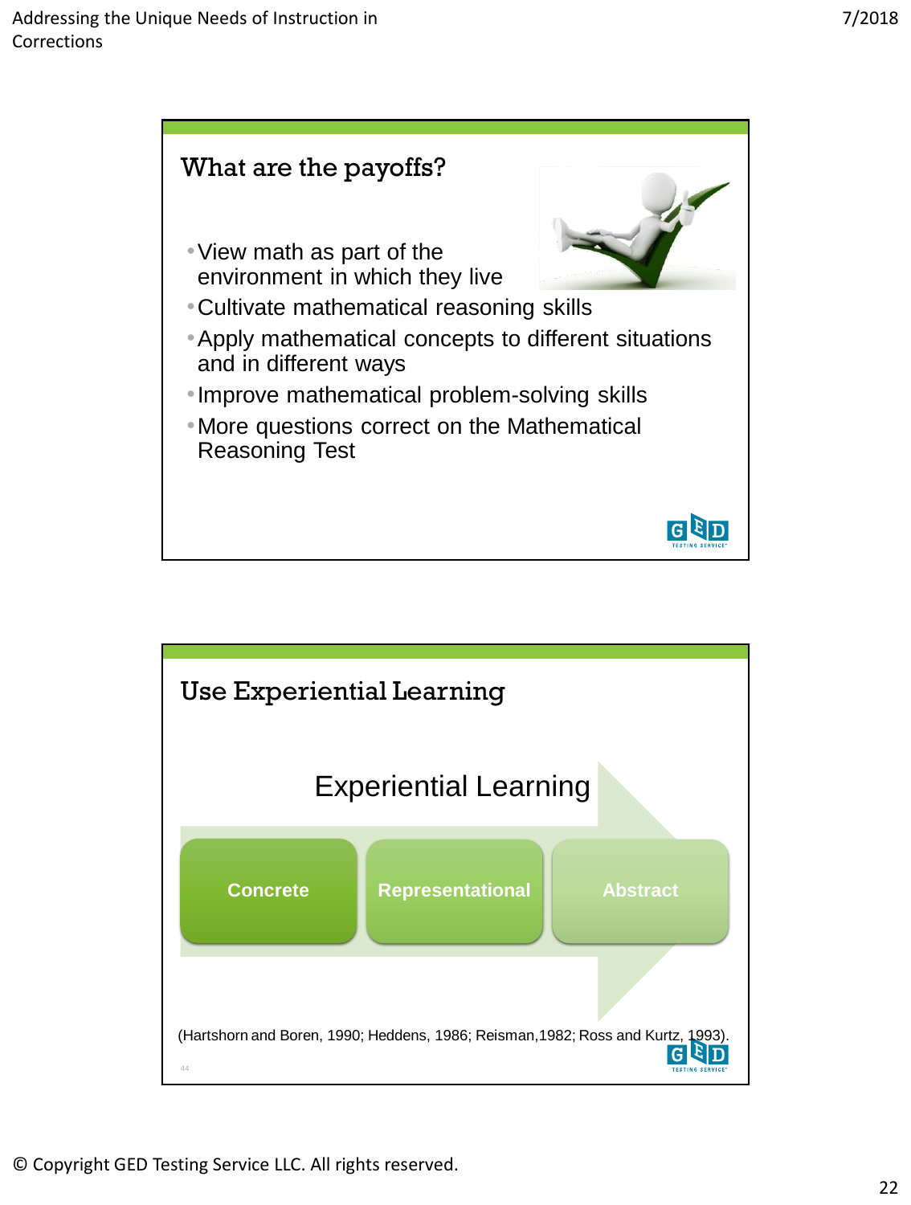## What are the payoffs?

- View math as part of the environment in which they live
- Cultivate mathematical reasoning skills
- Apply mathematical concepts to different situations and in different ways
- Improve mathematical problem-solving skills
- More questions correct on the Mathematical Reasoning Test

## Use Experiential Learning

**Experiential Learning**

**Concrete** → **Representational** → **Abstract**

(Hartshorn and Boren, 1990; Heddens, 1986; Reisman,1982; Ross and Kurtz, 1993).

© Copyright GED Testing Service LLC. All rights reserved.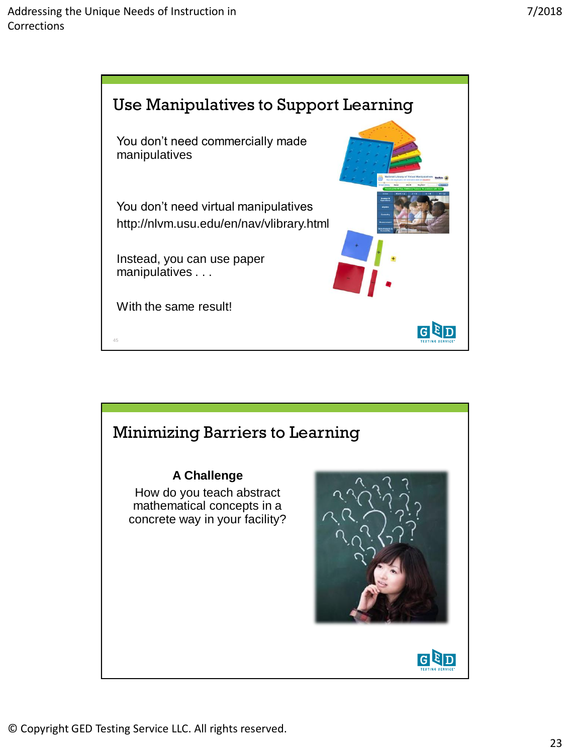## Use Manipulatives to Support Learning

You don't need commercially made manipulatives

You don't need virtual manipulatives
http://nlvm.usu.edu/en/nav/vlibrary.html

Instead, you can use paper manipulatives . . .

With the same result!

## Minimizing Barriers to Learning

**A Challenge**

How do you teach abstract mathematical concepts in a concrete way in your facility?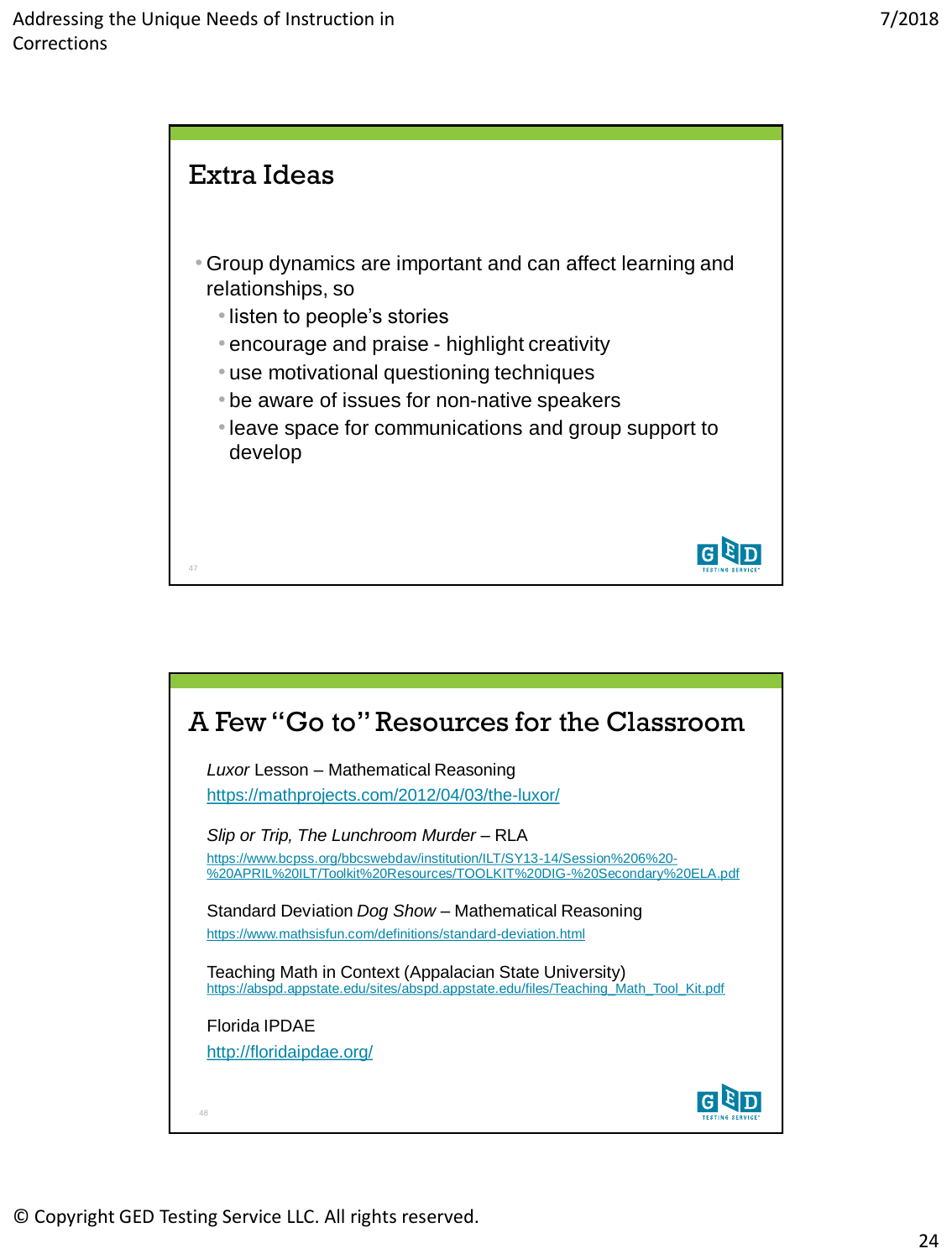## Extra Ideas

- Group dynamics are important and can affect learning and relationships, so
  - listen to people's stories
  - encourage and praise - highlight creativity
  - use motivational questioning techniques
  - be aware of issues for non-native speakers
  - leave space for communications and group support to develop

## A Few "Go to" Resources for the Classroom

*Luxor* Lesson – Mathematical Reasoning
https://mathprojects.com/2012/04/03/the-luxor/

*Slip or Trip, The Lunchroom Murder* – RLA
https://www.bcpss.org/bbcswebdav/institution/ILT/SY13-14/Session%206%20-%20APRIL%20ILT/Toolkit%20Resources/TOOLKIT%20DIG-%20Secondary%20ELA.pdf

Standard Deviation *Dog Show* – Mathematical Reasoning
https://www.mathsisfun.com/definitions/standard-deviation.html

Teaching Math in Context (Appalacian State University)
https://abspd.appstate.edu/sites/abspd.appstate.edu/files/Teaching_Math_Tool_Kit.pdf

Florida IPDAE
http://floridaipdae.org/

© Copyright GED Testing Service LLC. All rights reserved.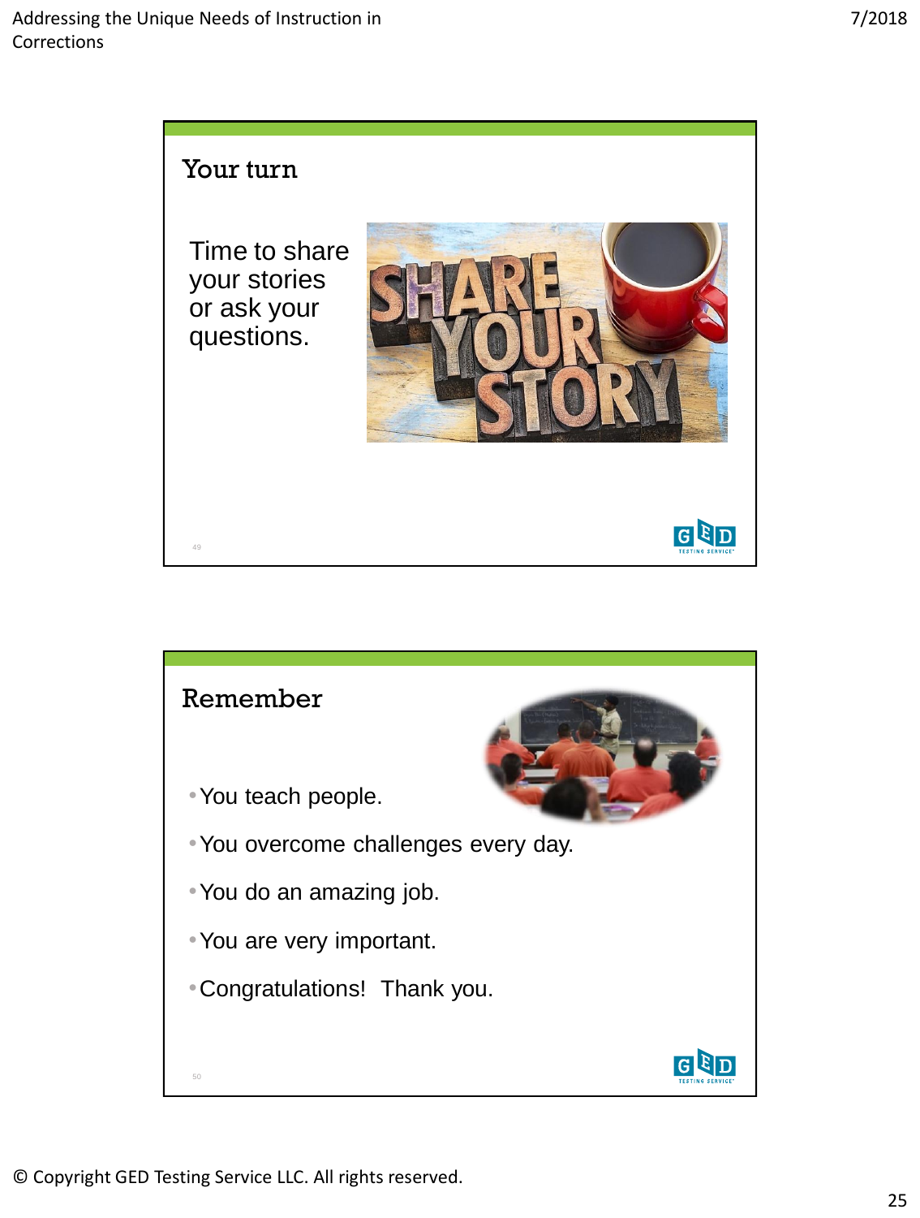## Your turn

Time to share your stories or ask your questions.

## Remember

- You teach people.
- You overcome challenges every day.
- You do an amazing job.
- You are very important.
- Congratulations! Thank you.

© Copyright GED Testing Service LLC. All rights reserved.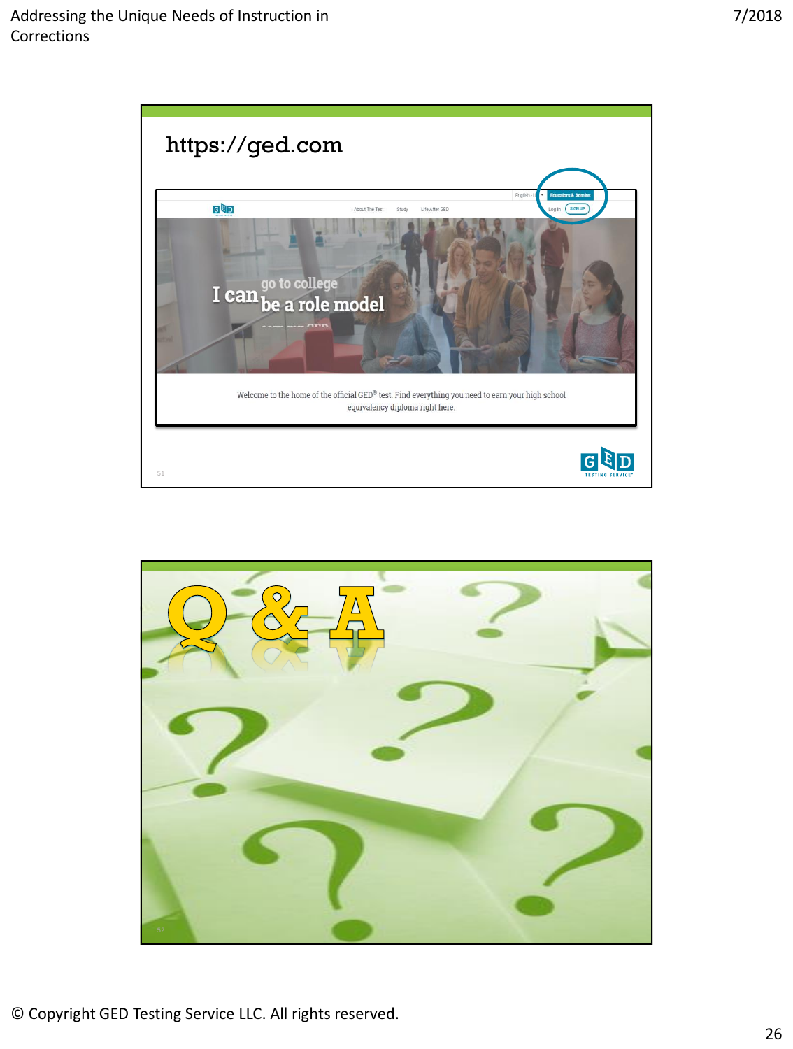## https://ged.com

English | Educators & Admins

Log In | SIGN UP

About The Test | Study | Life After GED

I can go to college / be a role model

Welcome to the home of the official GED® test. Find everything you need to earn your high school equivalency diploma right here.

---

## Q & A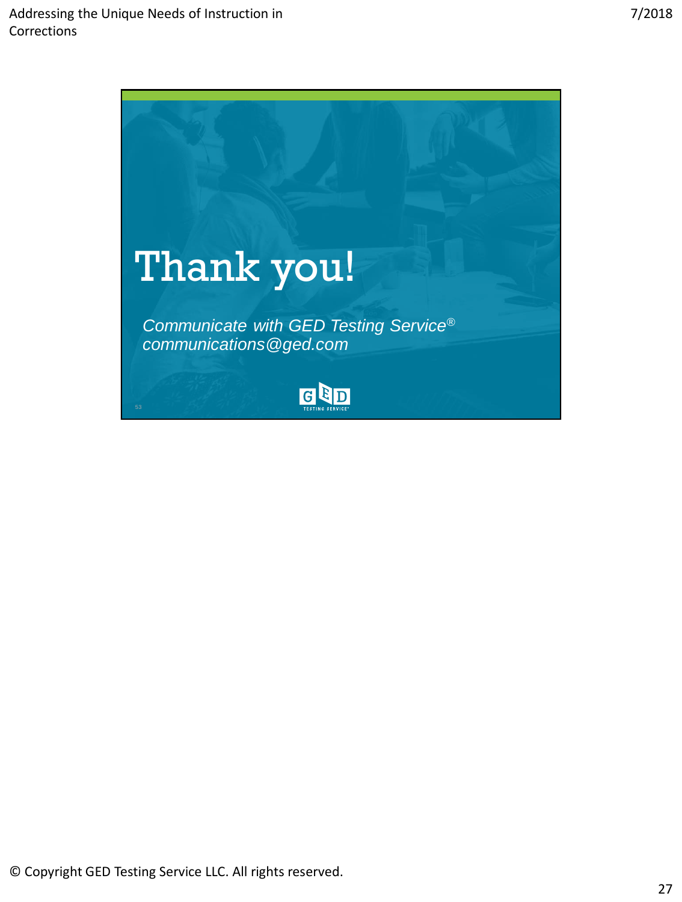# Thank you!

*Communicate with GED Testing Service®*
*communications@ged.com*

GED TESTING SERVICE

© Copyright GED Testing Service LLC. All rights reserved.